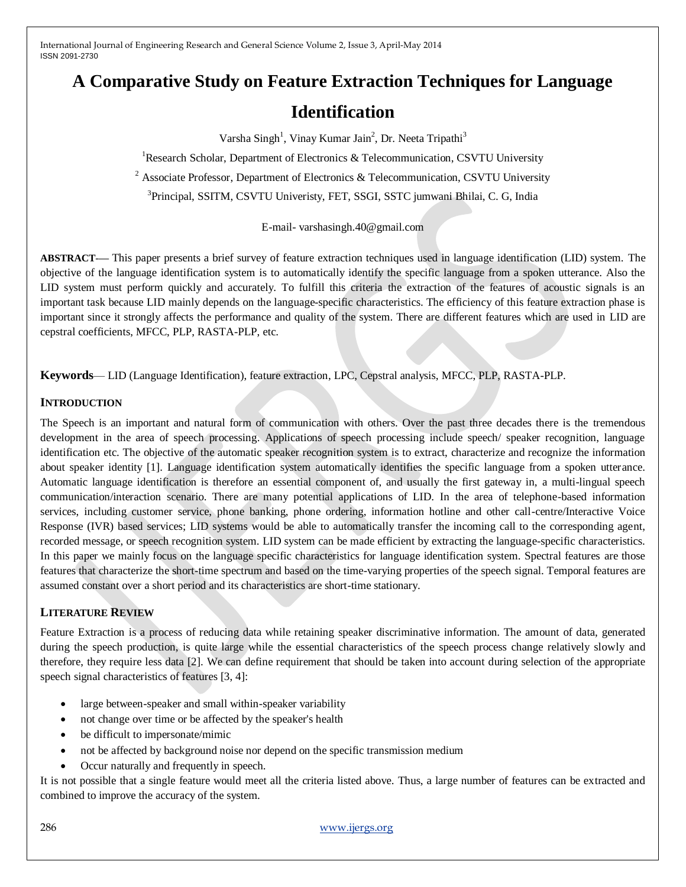# A Comparative Study on Feature Extraction Techniques for Language Identification

Varsha Singh[1], Vinay Kumar Jain[2], Dr. Neeta Tripathi[3]

[1]Research Scholar, Department of Electronics & Telecommunication, CSVTU University

[2] Associate Professor, Department of Electronics & Telecommunication, CSVTU University

[3]Principal, SSITM, CSVTU Univeristy, FET, SSGI, SSTC jumwani Bhilai, C. G, India

E-mail- varshasingh.40@gmail.com

**ABSTRACT**— This paper presents a brief survey of feature extraction techniques used in language identification (LID) system. The objective of the language identification system is to automatically identify the specific language from a spoken utterance. Also the LID system must perform quickly and accurately. To fulfill this criteria the extraction of the features of acoustic signals is an important task because LID mainly depends on the language-specific characteristics. The efficiency of this feature extraction phase is important since it strongly affects the performance and quality of the system. There are different features which are used in LID are cepstral coefficients, MFCC, PLP, RASTA-PLP, etc.

**Keywords**— LID (Language Identification), feature extraction, LPC, Cepstral analysis, MFCC, PLP, RASTA-PLP.

## INTRODUCTION

The Speech is an important and natural form of communication with others. Over the past three decades there is the tremendous development in the area of speech processing. Applications of speech processing include speech/ speaker recognition, language identification etc. The objective of the automatic speaker recognition system is to extract, characterize and recognize the information about speaker identity [1]. Language identification system automatically identifies the specific language from a spoken utterance. Automatic language identification is therefore an essential component of, and usually the first gateway in, a multi-lingual speech communication/interaction scenario. There are many potential applications of LID. In the area of telephone-based information services, including customer service, phone banking, phone ordering, information hotline and other call-centre/Interactive Voice Response (IVR) based services; LID systems would be able to automatically transfer the incoming call to the corresponding agent, recorded message, or speech recognition system. LID system can be made efficient by extracting the language-specific characteristics. In this paper we mainly focus on the language specific characteristics for language identification system. Spectral features are those features that characterize the short-time spectrum and based on the time-varying properties of the speech signal. Temporal features are assumed constant over a short period and its characteristics are short-time stationary.

## LITERATURE REVIEW

Feature Extraction is a process of reducing data while retaining speaker discriminative information. The amount of data, generated during the speech production, is quite large while the essential characteristics of the speech process change relatively slowly and therefore, they require less data [2]. We can define requirement that should be taken into account during selection of the appropriate speech signal characteristics of features [3, 4]:

- large between-speaker and small within-speaker variability
- not change over time or be affected by the speaker's health
- be difficult to impersonate/mimic
- not be affected by background noise nor depend on the specific transmission medium
- Occur naturally and frequently in speech.

It is not possible that a single feature would meet all the criteria listed above. Thus, a large number of features can be extracted and combined to improve the accuracy of the system.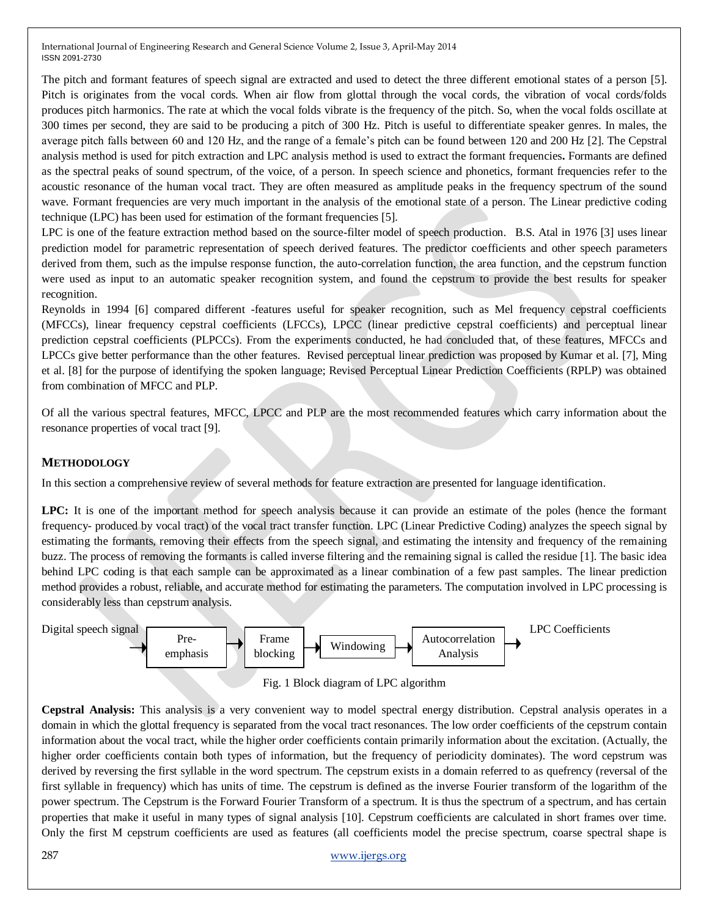The pitch and formant features of speech signal are extracted and used to detect the three different emotional states of a person [5]. Pitch is originates from the vocal cords. When air flow from glottal through the vocal cords, the vibration of vocal cords/folds produces pitch harmonics. The rate at which the vocal folds vibrate is the frequency of the pitch. So, when the vocal folds oscillate at 300 times per second, they are said to be producing a pitch of 300 Hz. Pitch is useful to differentiate speaker genres. In males, the average pitch falls between 60 and 120 Hz, and the range of a female's pitch can be found between 120 and 200 Hz [2]. The Cepstral analysis method is used for pitch extraction and LPC analysis method is used to extract the formant frequencies**.** Formants are defined as the spectral peaks of sound spectrum, of the voice, of a person. In speech science and phonetics, formant frequencies refer to the acoustic resonance of the human vocal tract. They are often measured as amplitude peaks in the frequency spectrum of the sound wave. Formant frequencies are very much important in the analysis of the emotional state of a person. The Linear predictive coding technique (LPC) has been used for estimation of the formant frequencies [5].

LPC is one of the feature extraction method based on the source-filter model of speech production. B.S. Atal in 1976 [3] uses linear prediction model for parametric representation of speech derived features. The predictor coefficients and other speech parameters derived from them, such as the impulse response function, the auto-correlation function, the area function, and the cepstrum function were used as input to an automatic speaker recognition system, and found the cepstrum to provide the best results for speaker recognition.

Reynolds in 1994 [6] compared different -features useful for speaker recognition, such as Mel frequency cepstral coefficients (MFCCs), linear frequency cepstral coefficients (LFCCs), LPCC (linear predictive cepstral coefficients) and perceptual linear prediction cepstral coefficients (PLPCCs). From the experiments conducted, he had concluded that, of these features, MFCCs and LPCCs give better performance than the other features. Revised perceptual linear prediction was proposed by Kumar et al. [7], Ming et al. [8] for the purpose of identifying the spoken language; Revised Perceptual Linear Prediction Coefficients (RPLP) was obtained from combination of MFCC and PLP.

Of all the various spectral features, MFCC, LPCC and PLP are the most recommended features which carry information about the resonance properties of vocal tract [9].

## METHODOLOGY

In this section a comprehensive review of several methods for feature extraction are presented for language identification.

**LPC:** It is one of the important method for speech analysis because it can provide an estimate of the poles (hence the formant frequency- produced by vocal tract) of the vocal tract transfer function. LPC (Linear Predictive Coding) analyzes the speech signal by estimating the formants, removing their effects from the speech signal, and estimating the intensity and frequency of the remaining buzz. The process of removing the formants is called inverse filtering and the remaining signal is called the residue [1]. The basic idea behind LPC coding is that each sample can be approximated as a linear combination of a few past samples. The linear prediction method provides a robust, reliable, and accurate method for estimating the parameters. The computation involved in LPC processing is considerably less than cepstrum analysis.

Digital speech signal → Pre-emphasis → Frame blocking → Windowing → Autocorrelation Analysis → LPC Coefficients

Fig. 1 Block diagram of LPC algorithm

**Cepstral Analysis:** This analysis is a very convenient way to model spectral energy distribution. Cepstral analysis operates in a domain in which the glottal frequency is separated from the vocal tract resonances. The low order coefficients of the cepstrum contain information about the vocal tract, while the higher order coefficients contain primarily information about the excitation. (Actually, the higher order coefficients contain both types of information, but the frequency of periodicity dominates). The word cepstrum was derived by reversing the first syllable in the word spectrum. The cepstrum exists in a domain referred to as quefrency (reversal of the first syllable in frequency) which has units of time. The cepstrum is defined as the inverse Fourier transform of the logarithm of the power spectrum. The Cepstrum is the Forward Fourier Transform of a spectrum. It is thus the spectrum of a spectrum, and has certain properties that make it useful in many types of signal analysis [10]. Cepstrum coefficients are calculated in short frames over time. Only the first M cepstrum coefficients are used as features (all coefficients model the precise spectrum, coarse spectral shape is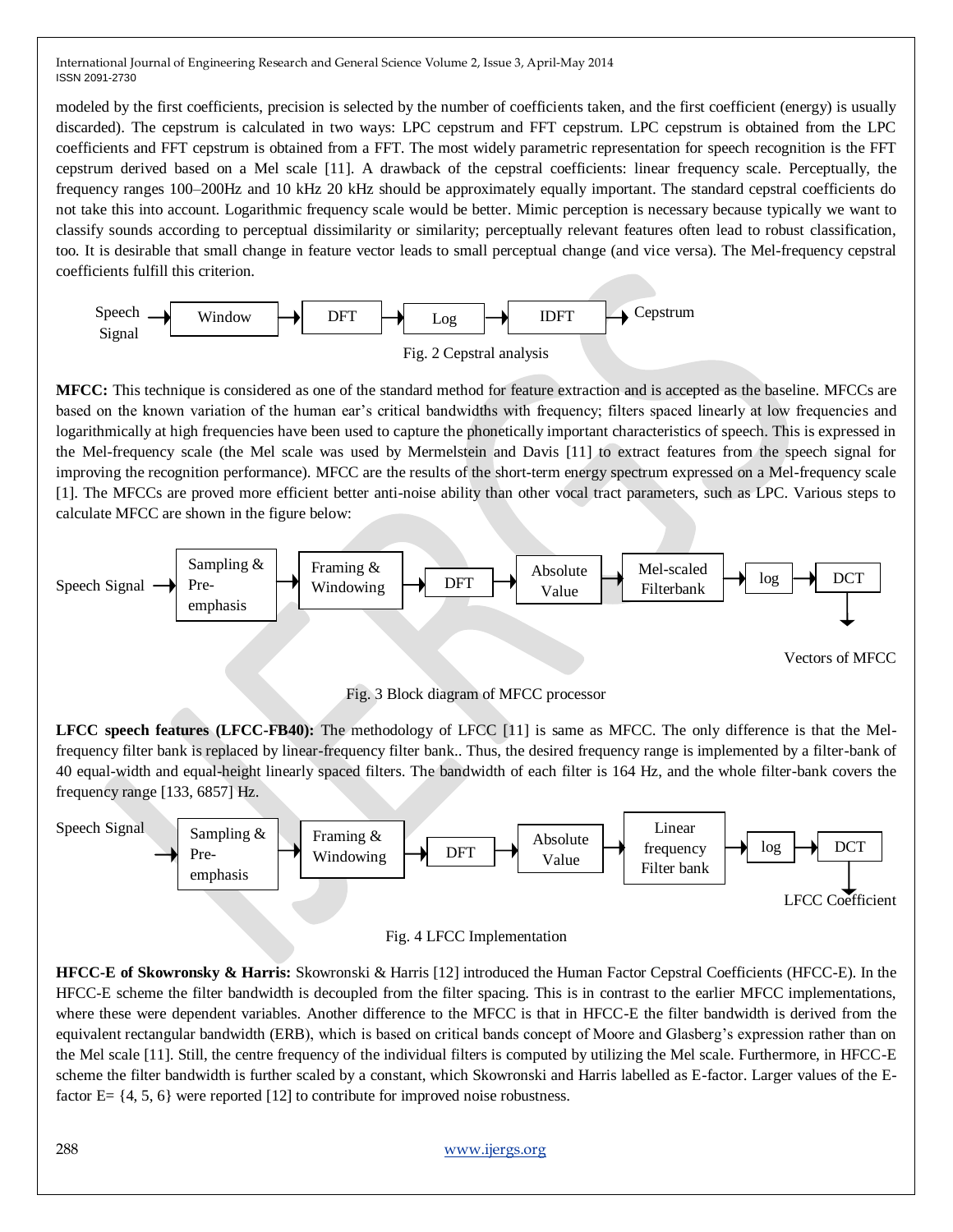modeled by the first coefficients, precision is selected by the number of coefficients taken, and the first coefficient (energy) is usually discarded). The cepstrum is calculated in two ways: LPC cepstrum and FFT cepstrum. LPC cepstrum is obtained from the LPC coefficients and FFT cepstrum is obtained from a FFT. The most widely parametric representation for speech recognition is the FFT cepstrum derived based on a Mel scale [11]. A drawback of the cepstral coefficients: linear frequency scale. Perceptually, the frequency ranges 100–200Hz and 10 kHz 20 kHz should be approximately equally important. The standard cepstral coefficients do not take this into account. Logarithmic frequency scale would be better. Mimic perception is necessary because typically we want to classify sounds according to perceptual dissimilarity or similarity; perceptually relevant features often lead to robust classification, too. It is desirable that small change in feature vector leads to small perceptual change (and vice versa). The Mel-frequency cepstral coefficients fulfill this criterion.

Speech Signal → Window → DFT → Log → IDFT → Cepstrum

Fig. 2 Cepstral analysis

**MFCC:** This technique is considered as one of the standard method for feature extraction and is accepted as the baseline. MFCCs are based on the known variation of the human ear's critical bandwidths with frequency; filters spaced linearly at low frequencies and logarithmically at high frequencies have been used to capture the phonetically important characteristics of speech. This is expressed in the Mel-frequency scale (the Mel scale was used by Mermelstein and Davis [11] to extract features from the speech signal for improving the recognition performance). MFCC are the results of the short-term energy spectrum expressed on a Mel-frequency scale [1]. The MFCCs are proved more efficient better anti-noise ability than other vocal tract parameters, such as LPC. Various steps to calculate MFCC are shown in the figure below:

Speech Signal → Sampling & Pre-emphasis → Framing & Windowing → DFT → Absolute Value → Mel-scaled Filterbank → log → DCT → Vectors of MFCC

Fig. 3 Block diagram of MFCC processor

**LFCC speech features (LFCC-FB40):** The methodology of LFCC [11] is same as MFCC. The only difference is that the Mel-frequency filter bank is replaced by linear-frequency filter bank.. Thus, the desired frequency range is implemented by a filter-bank of 40 equal-width and equal-height linearly spaced filters. The bandwidth of each filter is 164 Hz, and the whole filter-bank covers the frequency range [133, 6857] Hz.

Speech Signal → Sampling & Pre-emphasis → Framing & Windowing → DFT → Absolute Value → Linear frequency Filter bank → log → DCT → LFCC Coefficient

Fig. 4 LFCC Implementation

**HFCC-E of Skowronsky & Harris:** Skowronski & Harris [12] introduced the Human Factor Cepstral Coefficients (HFCC-E). In the HFCC-E scheme the filter bandwidth is decoupled from the filter spacing. This is in contrast to the earlier MFCC implementations, where these were dependent variables. Another difference to the MFCC is that in HFCC-E the filter bandwidth is derived from the equivalent rectangular bandwidth (ERB), which is based on critical bands concept of Moore and Glasberg's expression rather than on the Mel scale [11]. Still, the centre frequency of the individual filters is computed by utilizing the Mel scale. Furthermore, in HFCC-E scheme the filter bandwidth is further scaled by a constant, which Skowronski and Harris labelled as E-factor. Larger values of the E-factor E= {4, 5, 6} were reported [12] to contribute for improved noise robustness.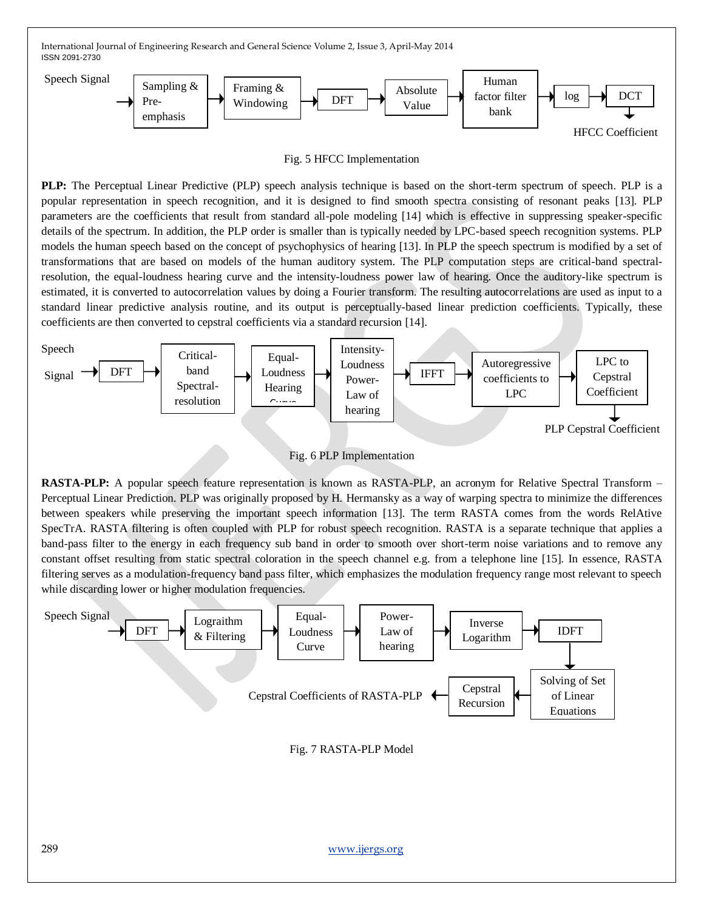Speech Signal → Sampling & Pre-emphasis → Framing & Windowing → DFT → Absolute Value → Human factor filter bank → log → DCT → HFCC Coefficient

Fig. 5 HFCC Implementation

**PLP:** The Perceptual Linear Predictive (PLP) speech analysis technique is based on the short-term spectrum of speech. PLP is a popular representation in speech recognition, and it is designed to find smooth spectra consisting of resonant peaks [13]. PLP parameters are the coefficients that result from standard all-pole modeling [14] which is effective in suppressing speaker-specific details of the spectrum. In addition, the PLP order is smaller than is typically needed by LPC-based speech recognition systems. PLP models the human speech based on the concept of psychophysics of hearing [13]. In PLP the speech spectrum is modified by a set of transformations that are based on models of the human auditory system. The PLP computation steps are critical-band spectral-resolution, the equal-loudness hearing curve and the intensity-loudness power law of hearing. Once the auditory-like spectrum is estimated, it is converted to autocorrelation values by doing a Fourier transform. The resulting autocorrelations are used as input to a standard linear predictive analysis routine, and its output is perceptually-based linear prediction coefficients. Typically, these coefficients are then converted to cepstral coefficients via a standard recursion [14].

Speech Signal → DFT → Critical-band Spectral-resolution → Equal-Loudness Hearing Curve → Intensity-Loudness Power-Law of hearing → IFFT → Autoregressive coefficients to LPC → LPC to Cepstral Coefficient → PLP Cepstral Coefficient

Fig. 6 PLP Implementation

**RASTA-PLP:** A popular speech feature representation is known as RASTA-PLP, an acronym for Relative Spectral Transform – Perceptual Linear Prediction. PLP was originally proposed by H. Hermansky as a way of warping spectra to minimize the differences between speakers while preserving the important speech information [13]. The term RASTA comes from the words RelAtive SpecTrA. RASTA filtering is often coupled with PLP for robust speech recognition. RASTA is a separate technique that applies a band-pass filter to the energy in each frequency sub band in order to smooth over short-term noise variations and to remove any constant offset resulting from static spectral coloration in the speech channel e.g. from a telephone line [15]. In essence, RASTA filtering serves as a modulation-frequency band pass filter, which emphasizes the modulation frequency range most relevant to speech while discarding lower or higher modulation frequencies.

Speech Signal → DFT → Lograithm & Filtering → Equal-Loudness Curve → Power-Law of hearing → Inverse Logarithm → IDFT → Solving of Set of Linear Equations → Cepstral Recursion → Cepstral Coefficients of RASTA-PLP

Fig. 7 RASTA-PLP Model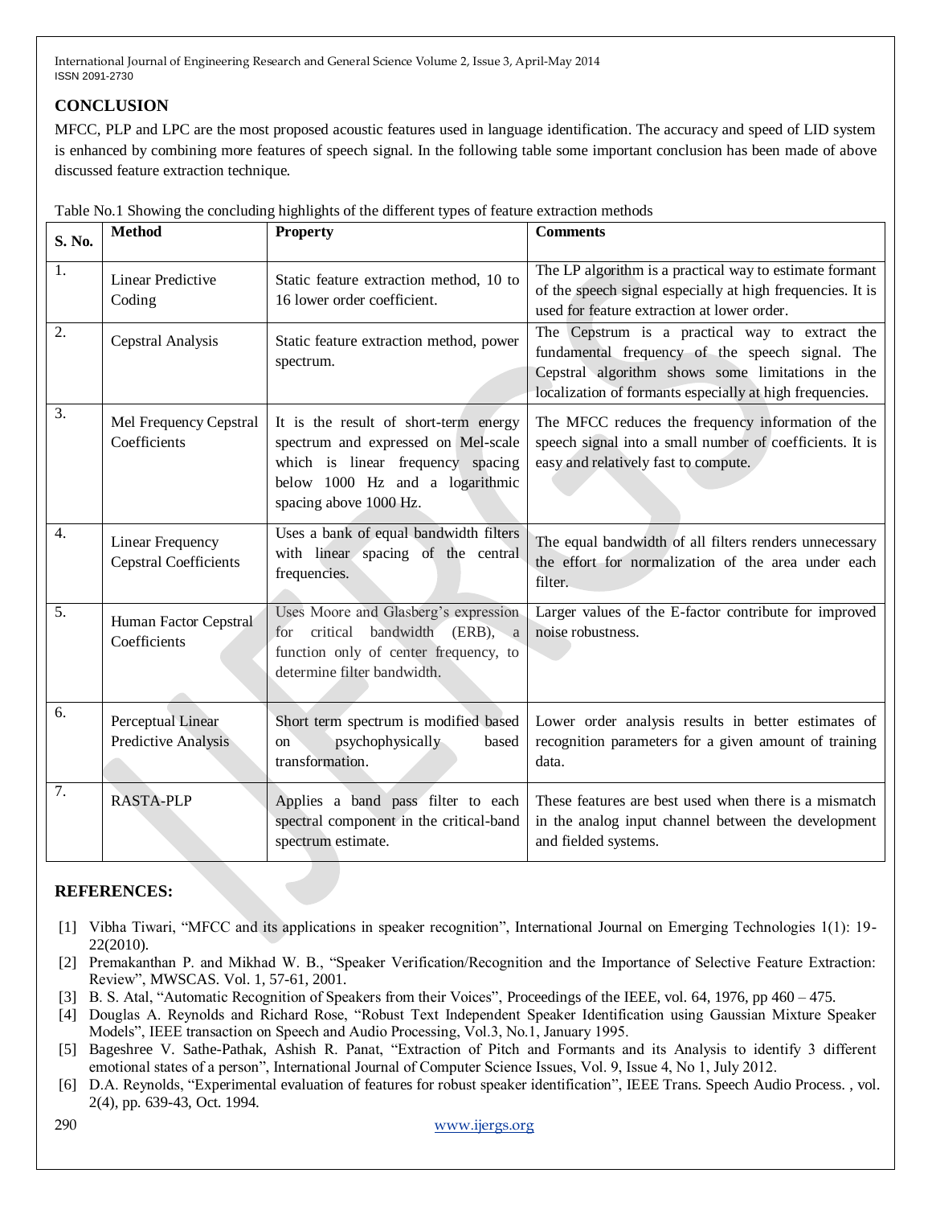## CONCLUSION

MFCC, PLP and LPC are the most proposed acoustic features used in language identification. The accuracy and speed of LID system is enhanced by combining more features of speech signal. In the following table some important conclusion has been made of above discussed feature extraction technique.

Table No.1 Showing the concluding highlights of the different types of feature extraction methods

| S. No. | Method | Property | Comments |
|---|---|---|---|
| 1. | Linear Predictive Coding | Static feature extraction method, 10 to 16 lower order coefficient. | The LP algorithm is a practical way to estimate formant of the speech signal especially at high frequencies. It is used for feature extraction at lower order. |
| 2. | Cepstral Analysis | Static feature extraction method, power spectrum. | The Cepstrum is a practical way to extract the fundamental frequency of the speech signal. The Cepstral algorithm shows some limitations in the localization of formants especially at high frequencies. |
| 3. | Mel Frequency Cepstral Coefficients | It is the result of short-term energy spectrum and expressed on Mel-scale which is linear frequency spacing below 1000 Hz and a logarithmic spacing above 1000 Hz. | The MFCC reduces the frequency information of the speech signal into a small number of coefficients. It is easy and relatively fast to compute. |
| 4. | Linear Frequency Cepstral Coefficients | Uses a bank of equal bandwidth filters with linear spacing of the central frequencies. | The equal bandwidth of all filters renders unnecessary the effort for normalization of the area under each filter. |
| 5. | Human Factor Cepstral Coefficients | Uses Moore and Glasberg's expression for critical bandwidth (ERB), a function only of center frequency, to determine filter bandwidth. | Larger values of the E-factor contribute for improved noise robustness. |
| 6. | Perceptual Linear Predictive Analysis | Short term spectrum is modified based on psychophysically based transformation. | Lower order analysis results in better estimates of recognition parameters for a given amount of training data. |
| 7. | RASTA-PLP | Applies a band pass filter to each spectral component in the critical-band spectrum estimate. | These features are best used when there is a mismatch in the analog input channel between the development and fielded systems. |

## REFERENCES:

[1] Vibha Tiwari, "MFCC and its applications in speaker recognition", International Journal on Emerging Technologies 1(1): 19-22(2010).

[2] Premakanthan P. and Mikhad W. B., "Speaker Verification/Recognition and the Importance of Selective Feature Extraction: Review", MWSCAS. Vol. 1, 57-61, 2001.

[3] B. S. Atal, "Automatic Recognition of Speakers from their Voices", Proceedings of the IEEE, vol. 64, 1976, pp 460 – 475.

[4] Douglas A. Reynolds and Richard Rose, "Robust Text Independent Speaker Identification using Gaussian Mixture Speaker Models", IEEE transaction on Speech and Audio Processing, Vol.3, No.1, January 1995.

[5] Bageshree V. Sathe-Pathak, Ashish R. Panat, "Extraction of Pitch and Formants and its Analysis to identify 3 different emotional states of a person", International Journal of Computer Science Issues, Vol. 9, Issue 4, No 1, July 2012.

[6] D.A. Reynolds, "Experimental evaluation of features for robust speaker identification", IEEE Trans. Speech Audio Process. , vol. 2(4), pp. 639-43, Oct. 1994.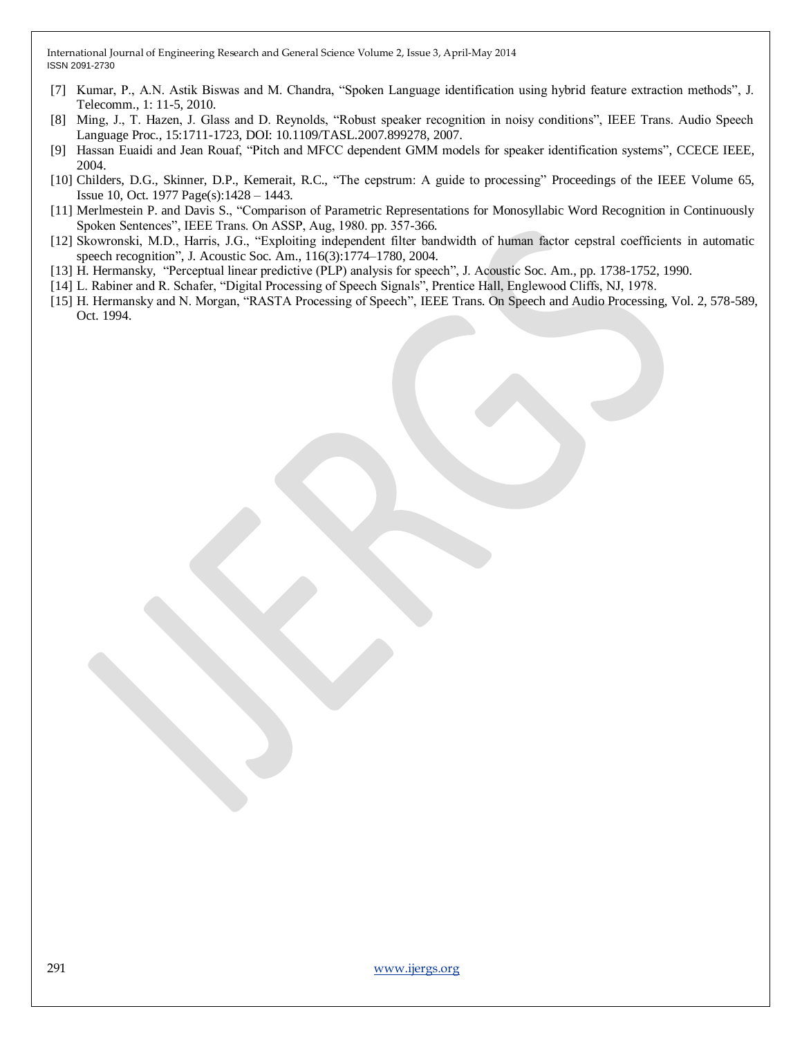[7] Kumar, P., A.N. Astik Biswas and M. Chandra, "Spoken Language identification using hybrid feature extraction methods", J. Telecomm., 1: 11-5, 2010.

[8] Ming, J., T. Hazen, J. Glass and D. Reynolds, "Robust speaker recognition in noisy conditions", IEEE Trans. Audio Speech Language Proc., 15:1711-1723, DOI: 10.1109/TASL.2007.899278, 2007.

[9] Hassan Euaidi and Jean Rouaf, "Pitch and MFCC dependent GMM models for speaker identification systems", CCECE IEEE, 2004.

[10] Childers, D.G., Skinner, D.P., Kemerait, R.C., "The cepstrum: A guide to processing" Proceedings of the IEEE Volume 65, Issue 10, Oct. 1977 Page(s):1428 – 1443.

[11] Merlmestein P. and Davis S., "Comparison of Parametric Representations for Monosyllabic Word Recognition in Continuously Spoken Sentences", IEEE Trans. On ASSP, Aug, 1980. pp. 357-366.

[12] Skowronski, M.D., Harris, J.G., "Exploiting independent filter bandwidth of human factor cepstral coefficients in automatic speech recognition", J. Acoustic Soc. Am., 116(3):1774–1780, 2004.

[13] H. Hermansky, "Perceptual linear predictive (PLP) analysis for speech", J. Acoustic Soc. Am., pp. 1738-1752, 1990.

[14] L. Rabiner and R. Schafer, "Digital Processing of Speech Signals", Prentice Hall, Englewood Cliffs, NJ, 1978.

[15] H. Hermansky and N. Morgan, "RASTA Processing of Speech", IEEE Trans. On Speech and Audio Processing, Vol. 2, 578-589, Oct. 1994.